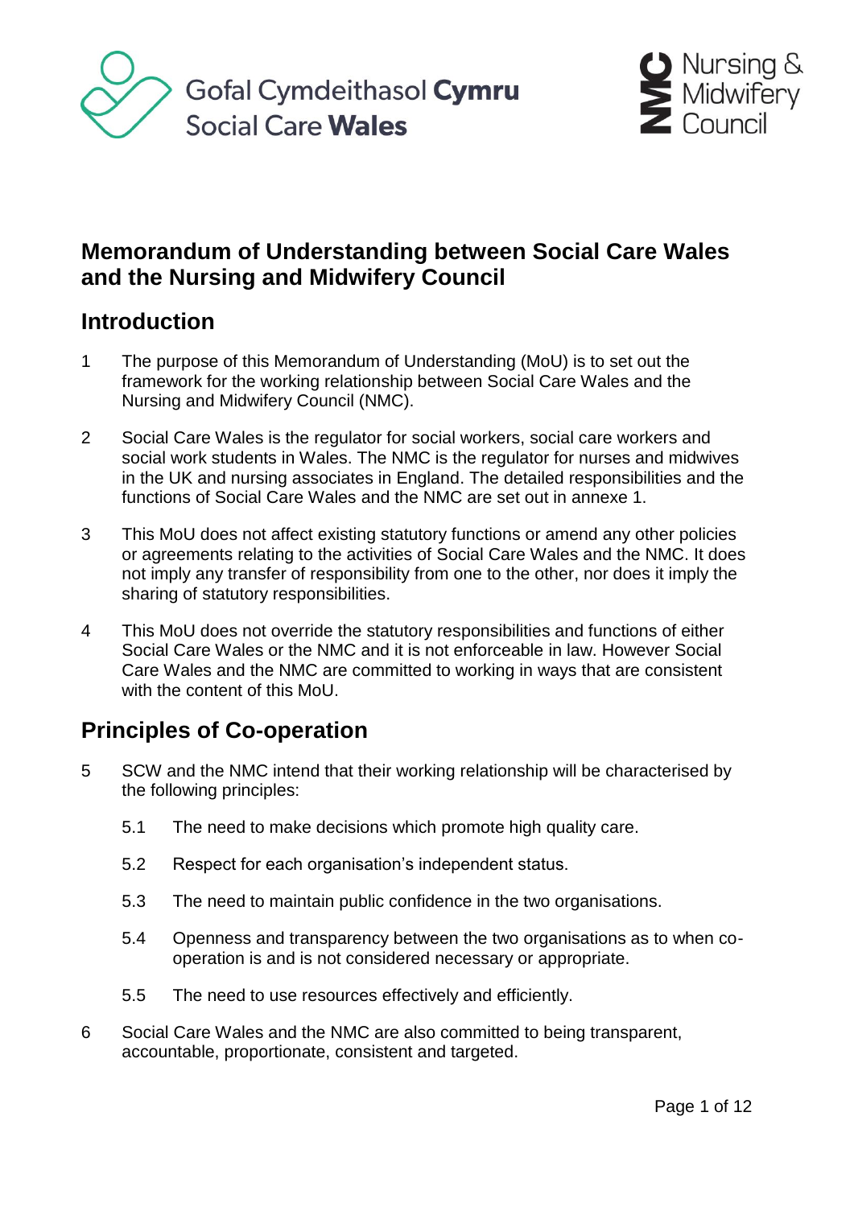Gofal Cymdeithasol **Cymru**
Social Care **Wales**

Nursing & Midwifery Council

# Memorandum of Understanding between Social Care Wales and the Nursing and Midwifery Council

## Introduction

1 The purpose of this Memorandum of Understanding (MoU) is to set out the framework for the working relationship between Social Care Wales and the Nursing and Midwifery Council (NMC).

2 Social Care Wales is the regulator for social workers, social care workers and social work students in Wales. The NMC is the regulator for nurses and midwives in the UK and nursing associates in England. The detailed responsibilities and the functions of Social Care Wales and the NMC are set out in annexe 1.

3 This MoU does not affect existing statutory functions or amend any other policies or agreements relating to the activities of Social Care Wales and the NMC. It does not imply any transfer of responsibility from one to the other, nor does it imply the sharing of statutory responsibilities.

4 This MoU does not override the statutory responsibilities and functions of either Social Care Wales or the NMC and it is not enforceable in law. However Social Care Wales and the NMC are committed to working in ways that are consistent with the content of this MoU.

## Principles of Co-operation

5 SCW and the NMC intend that their working relationship will be characterised by the following principles:

5.1 The need to make decisions which promote high quality care.

5.2 Respect for each organisation's independent status.

5.3 The need to maintain public confidence in the two organisations.

5.4 Openness and transparency between the two organisations as to when co-operation is and is not considered necessary or appropriate.

5.5 The need to use resources effectively and efficiently.

6 Social Care Wales and the NMC are also committed to being transparent, accountable, proportionate, consistent and targeted.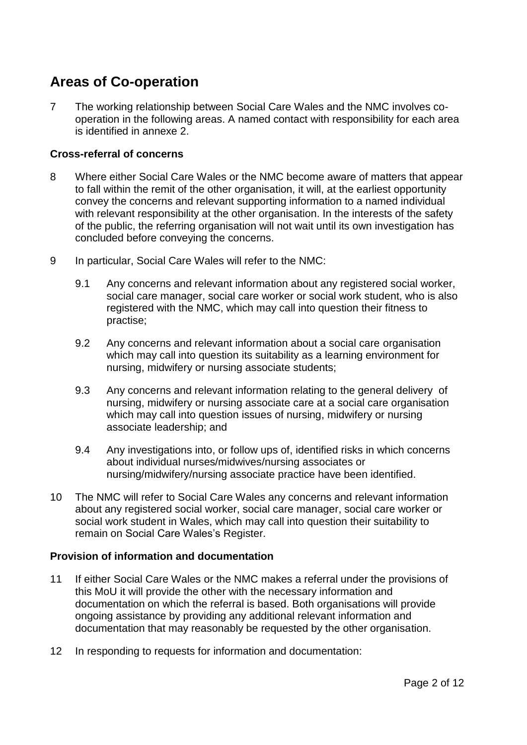## Areas of Co-operation

7 The working relationship between Social Care Wales and the NMC involves co-operation in the following areas. A named contact with responsibility for each area is identified in annexe 2.

### Cross-referral of concerns

8 Where either Social Care Wales or the NMC become aware of matters that appear to fall within the remit of the other organisation, it will, at the earliest opportunity convey the concerns and relevant supporting information to a named individual with relevant responsibility at the other organisation. In the interests of the safety of the public, the referring organisation will not wait until its own investigation has concluded before conveying the concerns.

9 In particular, Social Care Wales will refer to the NMC:

9.1 Any concerns and relevant information about any registered social worker, social care manager, social care worker or social work student, who is also registered with the NMC, which may call into question their fitness to practise;

9.2 Any concerns and relevant information about a social care organisation which may call into question its suitability as a learning environment for nursing, midwifery or nursing associate students;

9.3 Any concerns and relevant information relating to the general delivery of nursing, midwifery or nursing associate care at a social care organisation which may call into question issues of nursing, midwifery or nursing associate leadership; and

9.4 Any investigations into, or follow ups of, identified risks in which concerns about individual nurses/midwives/nursing associates or nursing/midwifery/nursing associate practice have been identified.

10 The NMC will refer to Social Care Wales any concerns and relevant information about any registered social worker, social care manager, social care worker or social work student in Wales, which may call into question their suitability to remain on Social Care Wales's Register.

### Provision of information and documentation

11 If either Social Care Wales or the NMC makes a referral under the provisions of this MoU it will provide the other with the necessary information and documentation on which the referral is based. Both organisations will provide ongoing assistance by providing any additional relevant information and documentation that may reasonably be requested by the other organisation.

12 In responding to requests for information and documentation: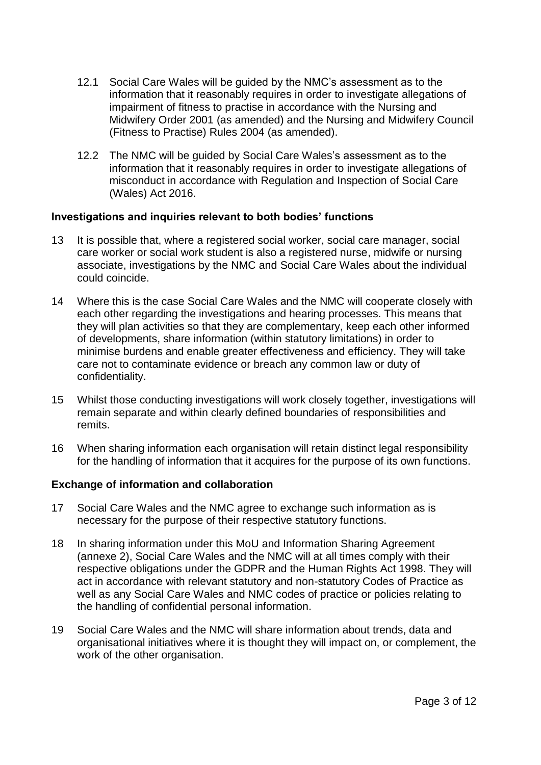12.1 Social Care Wales will be guided by the NMC's assessment as to the information that it reasonably requires in order to investigate allegations of impairment of fitness to practise in accordance with the Nursing and Midwifery Order 2001 (as amended) and the Nursing and Midwifery Council (Fitness to Practise) Rules 2004 (as amended).

12.2 The NMC will be guided by Social Care Wales's assessment as to the information that it reasonably requires in order to investigate allegations of misconduct in accordance with Regulation and Inspection of Social Care (Wales) Act 2016.

**Investigations and inquiries relevant to both bodies' functions**

13 It is possible that, where a registered social worker, social care manager, social care worker or social work student is also a registered nurse, midwife or nursing associate, investigations by the NMC and Social Care Wales about the individual could coincide.

14 Where this is the case Social Care Wales and the NMC will cooperate closely with each other regarding the investigations and hearing processes. This means that they will plan activities so that they are complementary, keep each other informed of developments, share information (within statutory limitations) in order to minimise burdens and enable greater effectiveness and efficiency. They will take care not to contaminate evidence or breach any common law or duty of confidentiality.

15 Whilst those conducting investigations will work closely together, investigations will remain separate and within clearly defined boundaries of responsibilities and remits.

16 When sharing information each organisation will retain distinct legal responsibility for the handling of information that it acquires for the purpose of its own functions.

**Exchange of information and collaboration**

17 Social Care Wales and the NMC agree to exchange such information as is necessary for the purpose of their respective statutory functions.

18 In sharing information under this MoU and Information Sharing Agreement (annexe 2), Social Care Wales and the NMC will at all times comply with their respective obligations under the GDPR and the Human Rights Act 1998. They will act in accordance with relevant statutory and non-statutory Codes of Practice as well as any Social Care Wales and NMC codes of practice or policies relating to the handling of confidential personal information.

19 Social Care Wales and the NMC will share information about trends, data and organisational initiatives where it is thought they will impact on, or complement, the work of the other organisation.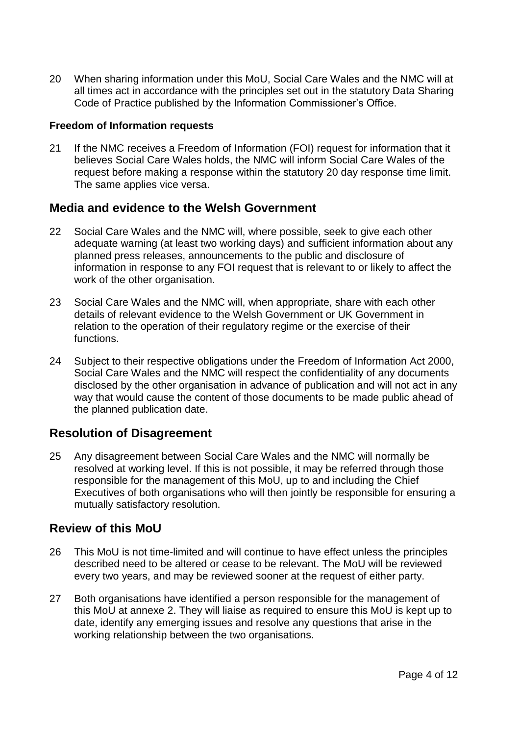20 When sharing information under this MoU, Social Care Wales and the NMC will at all times act in accordance with the principles set out in the statutory Data Sharing Code of Practice published by the Information Commissioner's Office.

### Freedom of Information requests

21 If the NMC receives a Freedom of Information (FOI) request for information that it believes Social Care Wales holds, the NMC will inform Social Care Wales of the request before making a response within the statutory 20 day response time limit. The same applies vice versa.

## Media and evidence to the Welsh Government

22 Social Care Wales and the NMC will, where possible, seek to give each other adequate warning (at least two working days) and sufficient information about any planned press releases, announcements to the public and disclosure of information in response to any FOI request that is relevant to or likely to affect the work of the other organisation.

23 Social Care Wales and the NMC will, when appropriate, share with each other details of relevant evidence to the Welsh Government or UK Government in relation to the operation of their regulatory regime or the exercise of their functions.

24 Subject to their respective obligations under the Freedom of Information Act 2000, Social Care Wales and the NMC will respect the confidentiality of any documents disclosed by the other organisation in advance of publication and will not act in any way that would cause the content of those documents to be made public ahead of the planned publication date.

## Resolution of Disagreement

25 Any disagreement between Social Care Wales and the NMC will normally be resolved at working level. If this is not possible, it may be referred through those responsible for the management of this MoU, up to and including the Chief Executives of both organisations who will then jointly be responsible for ensuring a mutually satisfactory resolution.

## Review of this MoU

26 This MoU is not time-limited and will continue to have effect unless the principles described need to be altered or cease to be relevant. The MoU will be reviewed every two years, and may be reviewed sooner at the request of either party.

27 Both organisations have identified a person responsible for the management of this MoU at annexe 2. They will liaise as required to ensure this MoU is kept up to date, identify any emerging issues and resolve any questions that arise in the working relationship between the two organisations.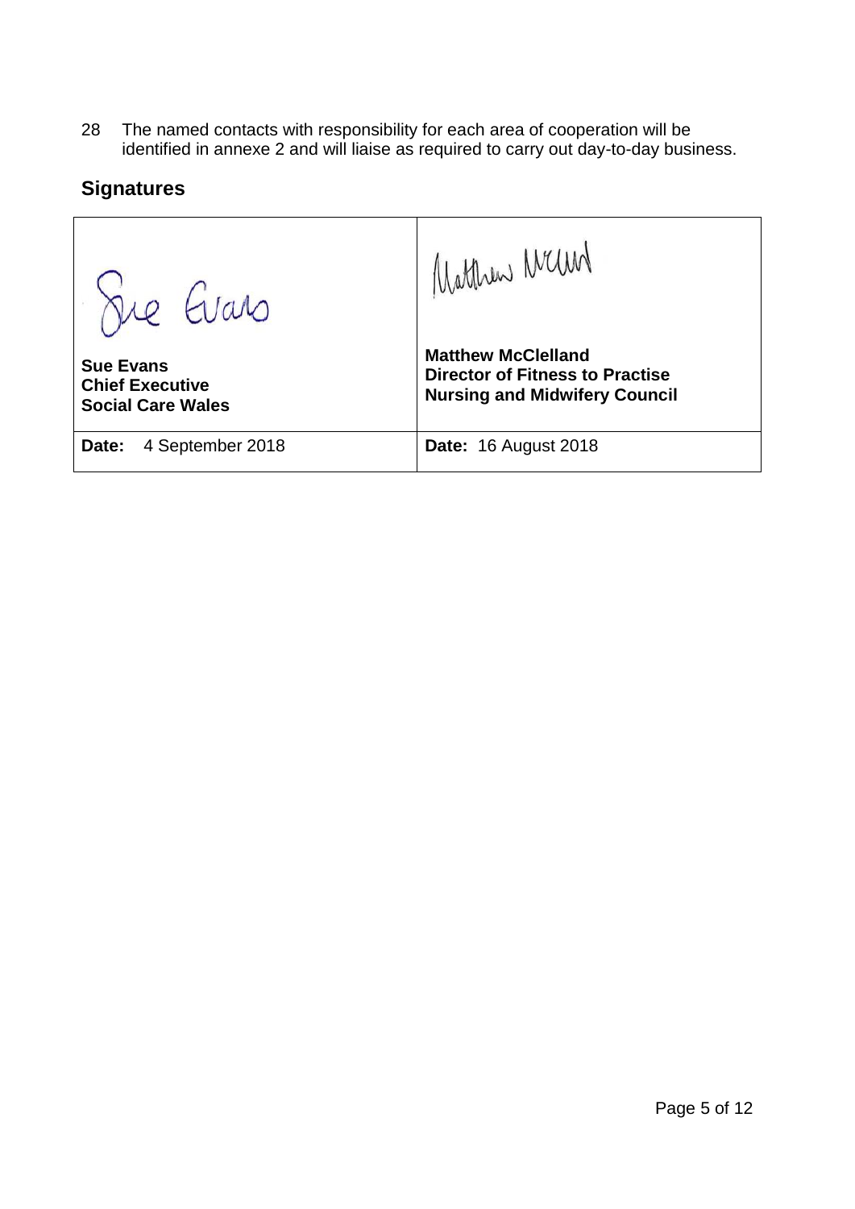28 The named contacts with responsibility for each area of cooperation will be identified in annexe 2 and will liaise as required to carry out day-to-day business.

## Signatures

| **Sue Evans**<br>**Chief Executive**<br>**Social Care Wales** | **Matthew McClelland**<br>**Director of Fitness to Practise**<br>**Nursing and Midwifery Council** |
|---|---|
| **Date:** 4 September 2018 | **Date:** 16 August 2018 |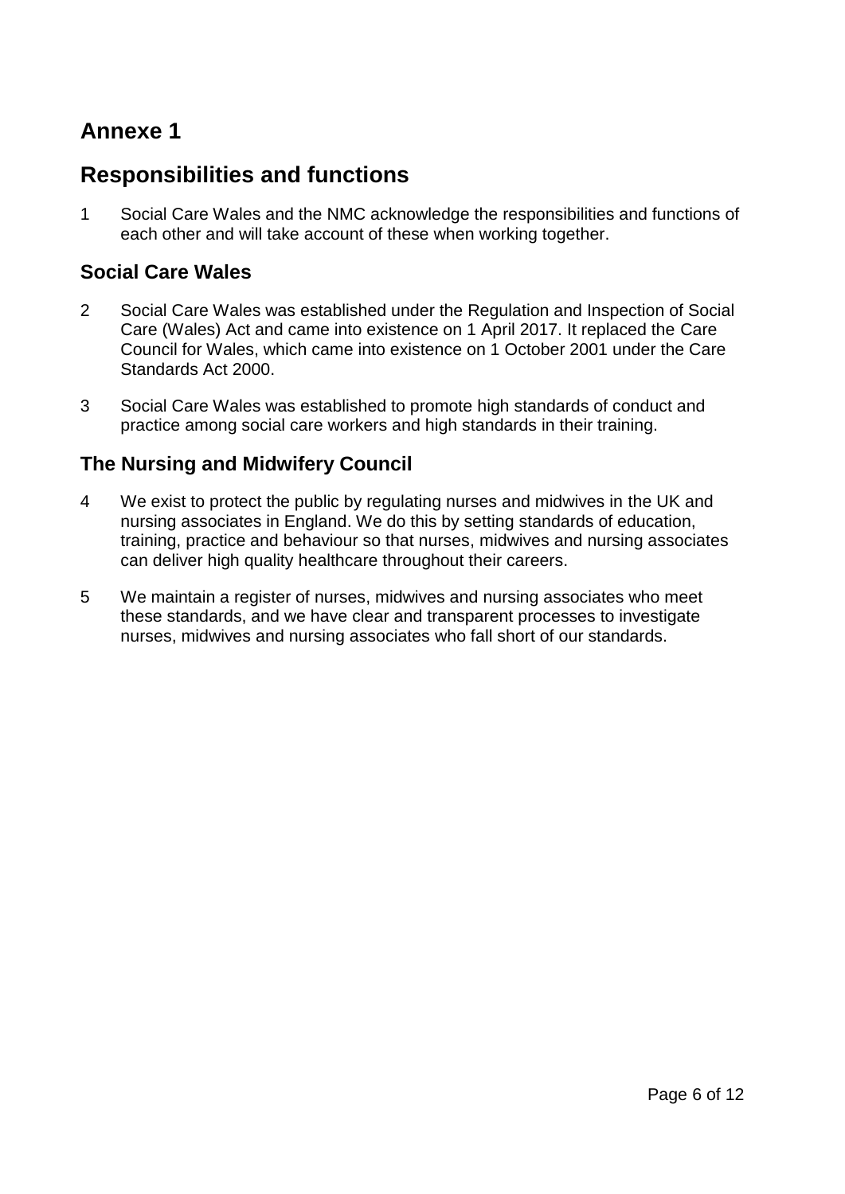# Annexe 1

## Responsibilities and functions

1 Social Care Wales and the NMC acknowledge the responsibilities and functions of each other and will take account of these when working together.

### Social Care Wales

2 Social Care Wales was established under the Regulation and Inspection of Social Care (Wales) Act and came into existence on 1 April 2017. It replaced the Care Council for Wales, which came into existence on 1 October 2001 under the Care Standards Act 2000.

3 Social Care Wales was established to promote high standards of conduct and practice among social care workers and high standards in their training.

### The Nursing and Midwifery Council

4 We exist to protect the public by regulating nurses and midwives in the UK and nursing associates in England. We do this by setting standards of education, training, practice and behaviour so that nurses, midwives and nursing associates can deliver high quality healthcare throughout their careers.

5 We maintain a register of nurses, midwives and nursing associates who meet these standards, and we have clear and transparent processes to investigate nurses, midwives and nursing associates who fall short of our standards.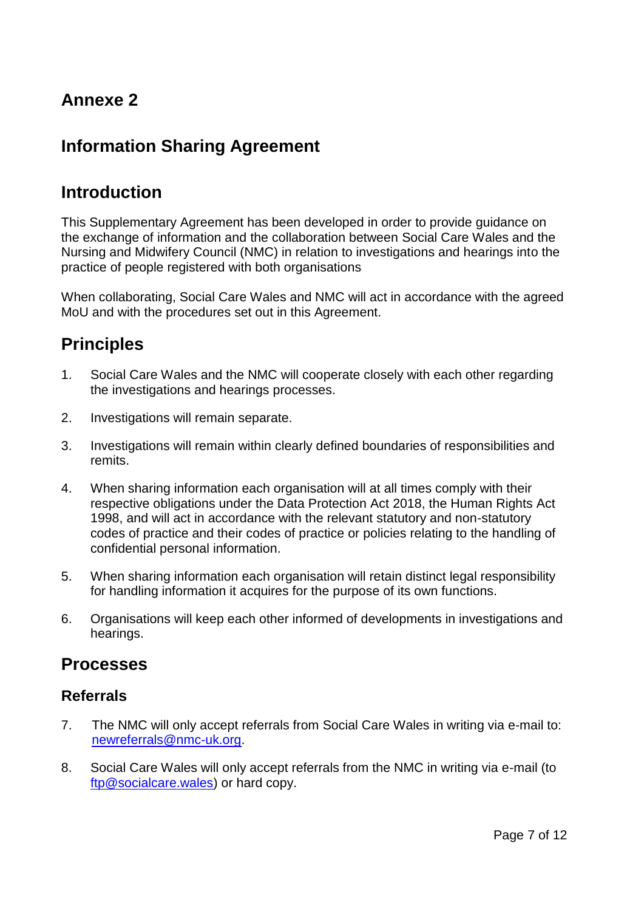## Annexe 2

## Information Sharing Agreement

## Introduction

This Supplementary Agreement has been developed in order to provide guidance on the exchange of information and the collaboration between Social Care Wales and the Nursing and Midwifery Council (NMC) in relation to investigations and hearings into the practice of people registered with both organisations

When collaborating, Social Care Wales and NMC will act in accordance with the agreed MoU and with the procedures set out in this Agreement.

## Principles

1. Social Care Wales and the NMC will cooperate closely with each other regarding the investigations and hearings processes.
2. Investigations will remain separate.
3. Investigations will remain within clearly defined boundaries of responsibilities and remits.
4. When sharing information each organisation will at all times comply with their respective obligations under the Data Protection Act 2018, the Human Rights Act 1998, and will act in accordance with the relevant statutory and non-statutory codes of practice and their codes of practice or policies relating to the handling of confidential personal information.
5. When sharing information each organisation will retain distinct legal responsibility for handling information it acquires for the purpose of its own functions.
6. Organisations will keep each other informed of developments in investigations and hearings.

## Processes

### Referrals

7. The NMC will only accept referrals from Social Care Wales in writing via e-mail to: newreferrals@nmc-uk.org.
8. Social Care Wales will only accept referrals from the NMC in writing via e-mail (to ftp@socialcare.wales) or hard copy.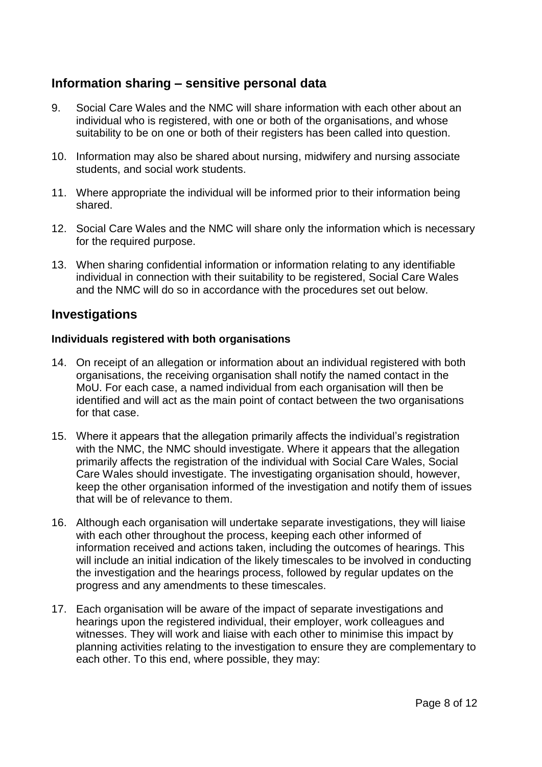## Information sharing – sensitive personal data

9. Social Care Wales and the NMC will share information with each other about an individual who is registered, with one or both of the organisations, and whose suitability to be on one or both of their registers has been called into question.

10. Information may also be shared about nursing, midwifery and nursing associate students, and social work students.

11. Where appropriate the individual will be informed prior to their information being shared.

12. Social Care Wales and the NMC will share only the information which is necessary for the required purpose.

13. When sharing confidential information or information relating to any identifiable individual in connection with their suitability to be registered, Social Care Wales and the NMC will do so in accordance with the procedures set out below.

## Investigations

### Individuals registered with both organisations

14. On receipt of an allegation or information about an individual registered with both organisations, the receiving organisation shall notify the named contact in the MoU. For each case, a named individual from each organisation will then be identified and will act as the main point of contact between the two organisations for that case.

15. Where it appears that the allegation primarily affects the individual's registration with the NMC, the NMC should investigate. Where it appears that the allegation primarily affects the registration of the individual with Social Care Wales, Social Care Wales should investigate. The investigating organisation should, however, keep the other organisation informed of the investigation and notify them of issues that will be of relevance to them.

16. Although each organisation will undertake separate investigations, they will liaise with each other throughout the process, keeping each other informed of information received and actions taken, including the outcomes of hearings. This will include an initial indication of the likely timescales to be involved in conducting the investigation and the hearings process, followed by regular updates on the progress and any amendments to these timescales.

17. Each organisation will be aware of the impact of separate investigations and hearings upon the registered individual, their employer, work colleagues and witnesses. They will work and liaise with each other to minimise this impact by planning activities relating to the investigation to ensure they are complementary to each other. To this end, where possible, they may: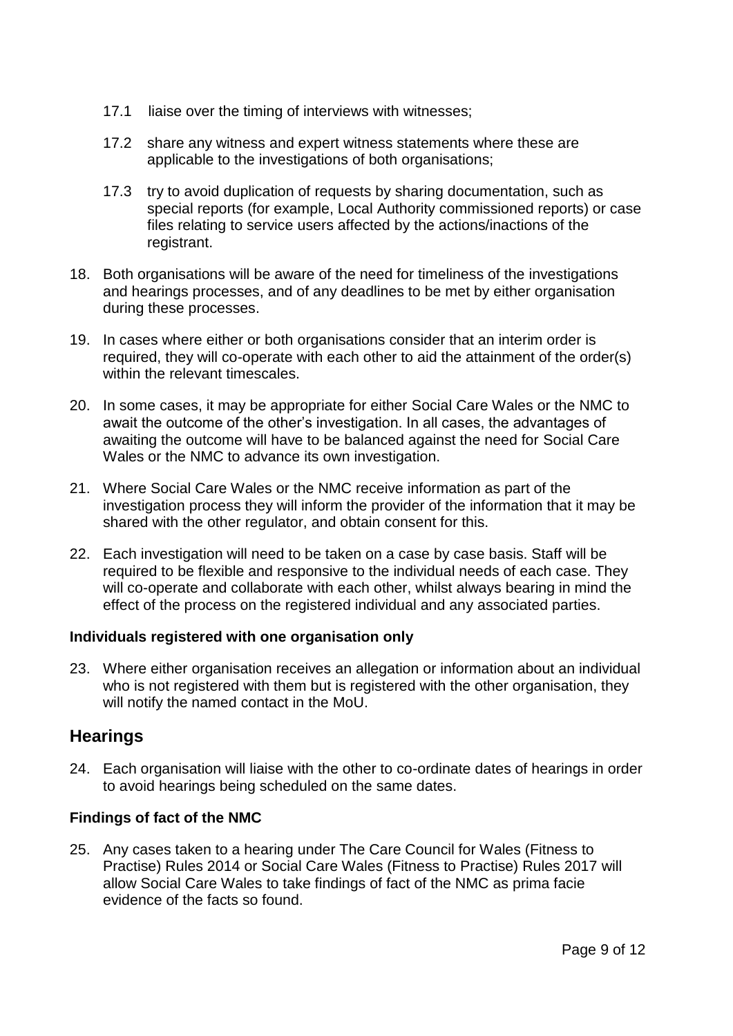17.1 liaise over the timing of interviews with witnesses;

17.2 share any witness and expert witness statements where these are applicable to the investigations of both organisations;

17.3 try to avoid duplication of requests by sharing documentation, such as special reports (for example, Local Authority commissioned reports) or case files relating to service users affected by the actions/inactions of the registrant.

18. Both organisations will be aware of the need for timeliness of the investigations and hearings processes, and of any deadlines to be met by either organisation during these processes.

19. In cases where either or both organisations consider that an interim order is required, they will co-operate with each other to aid the attainment of the order(s) within the relevant timescales.

20. In some cases, it may be appropriate for either Social Care Wales or the NMC to await the outcome of the other's investigation. In all cases, the advantages of awaiting the outcome will have to be balanced against the need for Social Care Wales or the NMC to advance its own investigation.

21. Where Social Care Wales or the NMC receive information as part of the investigation process they will inform the provider of the information that it may be shared with the other regulator, and obtain consent for this.

22. Each investigation will need to be taken on a case by case basis. Staff will be required to be flexible and responsive to the individual needs of each case. They will co-operate and collaborate with each other, whilst always bearing in mind the effect of the process on the registered individual and any associated parties.

### Individuals registered with one organisation only

23. Where either organisation receives an allegation or information about an individual who is not registered with them but is registered with the other organisation, they will notify the named contact in the MoU.

## Hearings

24. Each organisation will liaise with the other to co-ordinate dates of hearings in order to avoid hearings being scheduled on the same dates.

### Findings of fact of the NMC

25. Any cases taken to a hearing under The Care Council for Wales (Fitness to Practise) Rules 2014 or Social Care Wales (Fitness to Practise) Rules 2017 will allow Social Care Wales to take findings of fact of the NMC as prima facie evidence of the facts so found.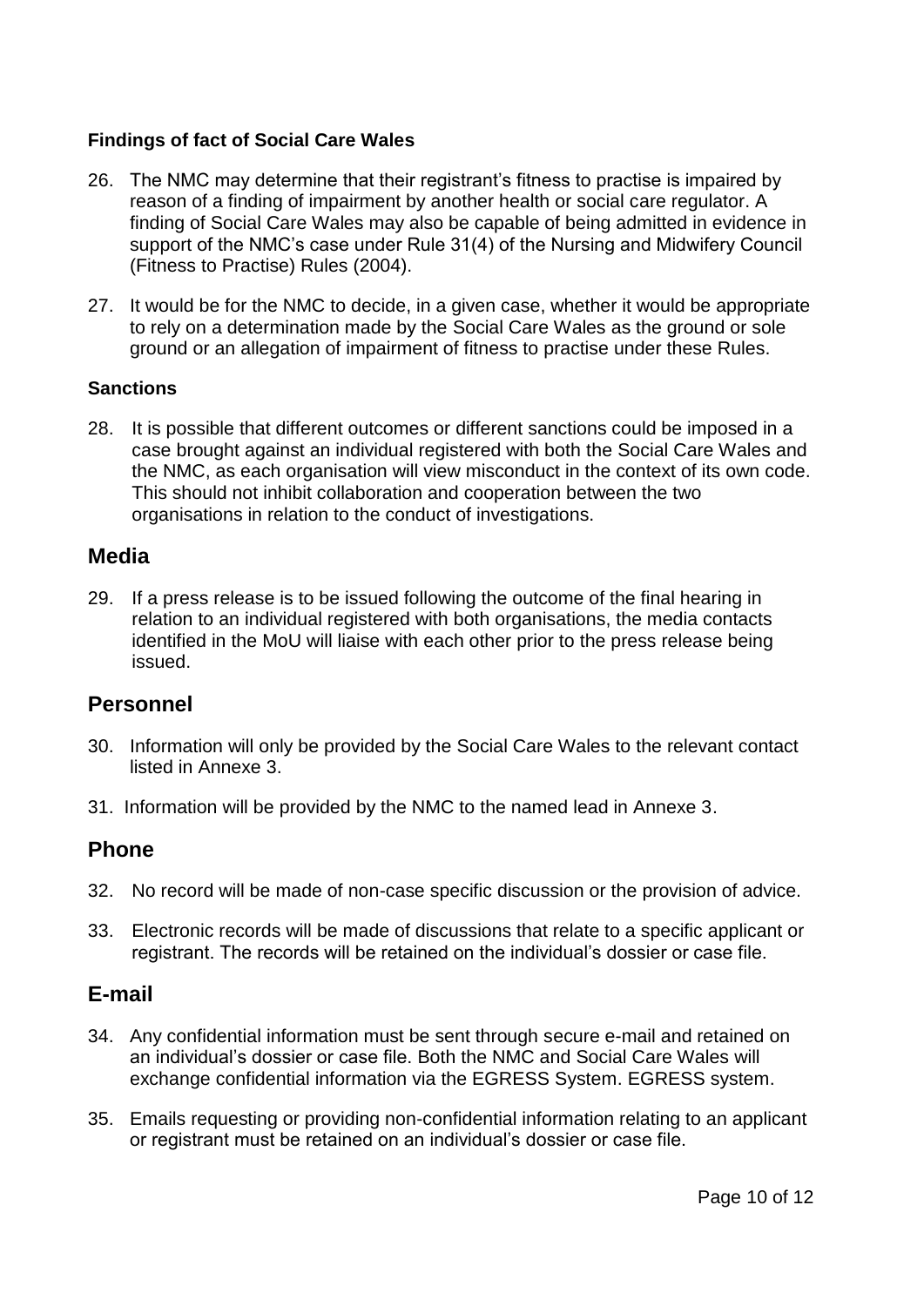### Findings of fact of Social Care Wales

26. The NMC may determine that their registrant's fitness to practise is impaired by reason of a finding of impairment by another health or social care regulator. A finding of Social Care Wales may also be capable of being admitted in evidence in support of the NMC's case under Rule 31(4) of the Nursing and Midwifery Council (Fitness to Practise) Rules (2004).

27. It would be for the NMC to decide, in a given case, whether it would be appropriate to rely on a determination made by the Social Care Wales as the ground or sole ground or an allegation of impairment of fitness to practise under these Rules.

### Sanctions

28. It is possible that different outcomes or different sanctions could be imposed in a case brought against an individual registered with both the Social Care Wales and the NMC, as each organisation will view misconduct in the context of its own code. This should not inhibit collaboration and cooperation between the two organisations in relation to the conduct of investigations.

## Media

29. If a press release is to be issued following the outcome of the final hearing in relation to an individual registered with both organisations, the media contacts identified in the MoU will liaise with each other prior to the press release being issued.

## Personnel

30. Information will only be provided by the Social Care Wales to the relevant contact listed in Annexe 3.

31. Information will be provided by the NMC to the named lead in Annexe 3.

## Phone

32. No record will be made of non-case specific discussion or the provision of advice.

33. Electronic records will be made of discussions that relate to a specific applicant or registrant. The records will be retained on the individual's dossier or case file.

## E-mail

34. Any confidential information must be sent through secure e-mail and retained on an individual's dossier or case file. Both the NMC and Social Care Wales will exchange confidential information via the EGRESS System. EGRESS system.

35. Emails requesting or providing non-confidential information relating to an applicant or registrant must be retained on an individual's dossier or case file.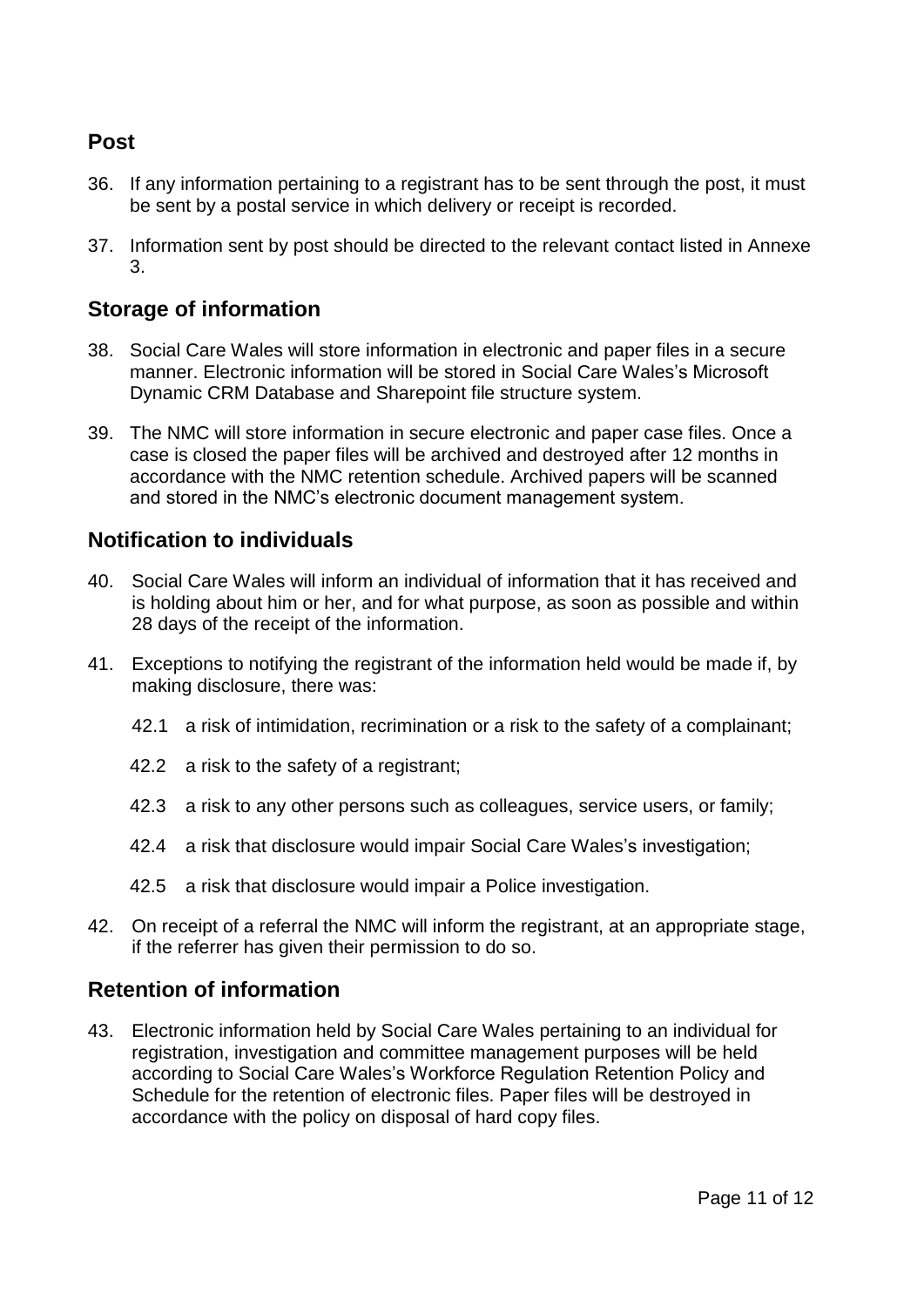## Post

36. If any information pertaining to a registrant has to be sent through the post, it must be sent by a postal service in which delivery or receipt is recorded.

37. Information sent by post should be directed to the relevant contact listed in Annexe 3.

## Storage of information

38. Social Care Wales will store information in electronic and paper files in a secure manner. Electronic information will be stored in Social Care Wales's Microsoft Dynamic CRM Database and Sharepoint file structure system.

39. The NMC will store information in secure electronic and paper case files. Once a case is closed the paper files will be archived and destroyed after 12 months in accordance with the NMC retention schedule. Archived papers will be scanned and stored in the NMC's electronic document management system.

## Notification to individuals

40. Social Care Wales will inform an individual of information that it has received and is holding about him or her, and for what purpose, as soon as possible and within 28 days of the receipt of the information.

41. Exceptions to notifying the registrant of the information held would be made if, by making disclosure, there was:

    42.1 a risk of intimidation, recrimination or a risk to the safety of a complainant;

    42.2 a risk to the safety of a registrant;

    42.3 a risk to any other persons such as colleagues, service users, or family;

    42.4 a risk that disclosure would impair Social Care Wales's investigation;

    42.5 a risk that disclosure would impair a Police investigation.

42. On receipt of a referral the NMC will inform the registrant, at an appropriate stage, if the referrer has given their permission to do so.

## Retention of information

43. Electronic information held by Social Care Wales pertaining to an individual for registration, investigation and committee management purposes will be held according to Social Care Wales's Workforce Regulation Retention Policy and Schedule for the retention of electronic files. Paper files will be destroyed in accordance with the policy on disposal of hard copy files.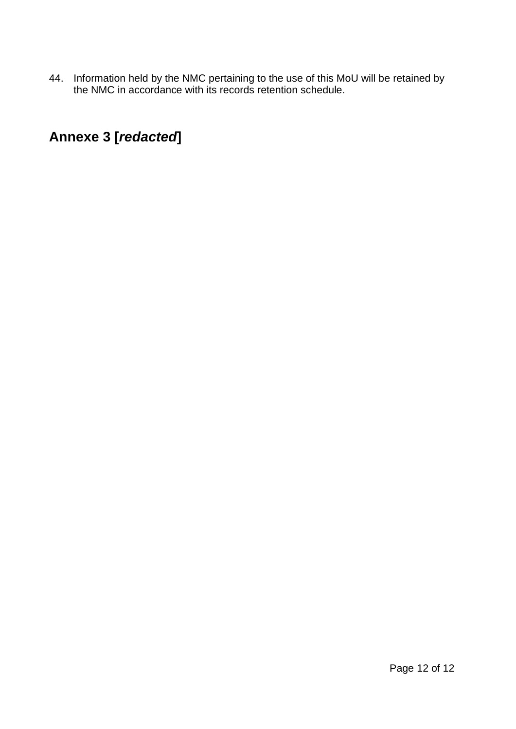44. Information held by the NMC pertaining to the use of this MoU will be retained by the NMC in accordance with its records retention schedule.

## Annexe 3 [*redacted*]